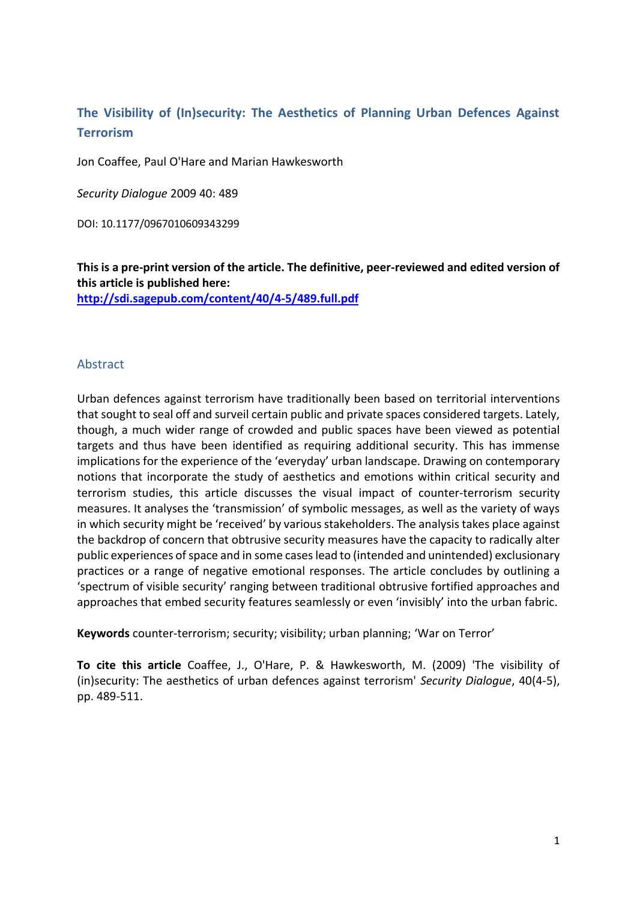# The Visibility of (In)security: The Aesthetics of Planning Urban Defences Against Terrorism

Jon Coaffee, Paul O'Hare and Marian Hawkesworth

*Security Dialogue* 2009 40: 489

DOI: 10.1177/0967010609343299

**This is a pre-print version of the article. The definitive, peer-reviewed and edited version of this article is published here:**
**http://sdi.sagepub.com/content/40/4-5/489.full.pdf**

## Abstract

Urban defences against terrorism have traditionally been based on territorial interventions that sought to seal off and surveil certain public and private spaces considered targets. Lately, though, a much wider range of crowded and public spaces have been viewed as potential targets and thus have been identified as requiring additional security. This has immense implications for the experience of the 'everyday' urban landscape. Drawing on contemporary notions that incorporate the study of aesthetics and emotions within critical security and terrorism studies, this article discusses the visual impact of counter-terrorism security measures. It analyses the 'transmission' of symbolic messages, as well as the variety of ways in which security might be 'received' by various stakeholders. The analysis takes place against the backdrop of concern that obtrusive security measures have the capacity to radically alter public experiences of space and in some cases lead to (intended and unintended) exclusionary practices or a range of negative emotional responses. The article concludes by outlining a 'spectrum of visible security' ranging between traditional obtrusive fortified approaches and approaches that embed security features seamlessly or even 'invisibly' into the urban fabric.

**Keywords** counter-terrorism; security; visibility; urban planning; 'War on Terror'

**To cite this article** Coaffee, J., O'Hare, P. & Hawkesworth, M. (2009) 'The visibility of (in)security: The aesthetics of urban defences against terrorism' *Security Dialogue*, 40(4-5), pp. 489-511.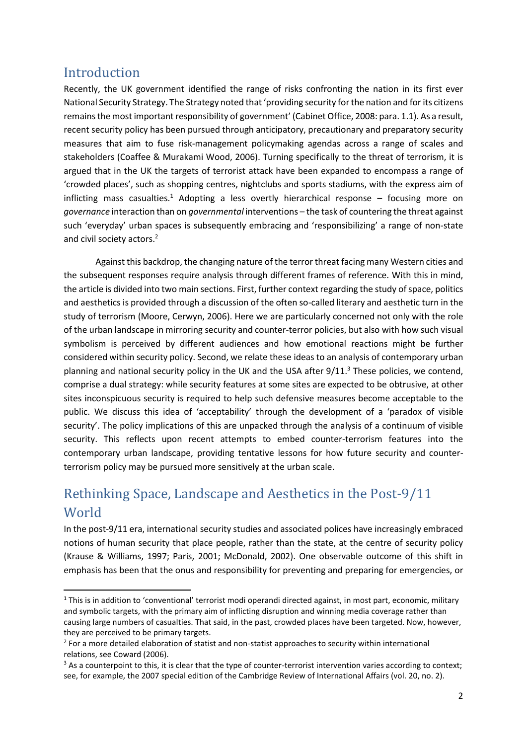## Introduction

Recently, the UK government identified the range of risks confronting the nation in its first ever National Security Strategy. The Strategy noted that 'providing security for the nation and for its citizens remains the most important responsibility of government' (Cabinet Office, 2008: para. 1.1). As a result, recent security policy has been pursued through anticipatory, precautionary and preparatory security measures that aim to fuse risk-management policymaking agendas across a range of scales and stakeholders (Coaffee & Murakami Wood, 2006). Turning specifically to the threat of terrorism, it is argued that in the UK the targets of terrorist attack have been expanded to encompass a range of 'crowded places', such as shopping centres, nightclubs and sports stadiums, with the express aim of inflicting mass casualties.[1] Adopting a less overtly hierarchical response – focusing more on *governance* interaction than on *governmental* interventions – the task of countering the threat against such 'everyday' urban spaces is subsequently embracing and 'responsibilizing' a range of non-state and civil society actors.[2]

Against this backdrop, the changing nature of the terror threat facing many Western cities and the subsequent responses require analysis through different frames of reference. With this in mind, the article is divided into two main sections. First, further context regarding the study of space, politics and aesthetics is provided through a discussion of the often so-called literary and aesthetic turn in the study of terrorism (Moore, Cerwyn, 2006). Here we are particularly concerned not only with the role of the urban landscape in mirroring security and counter-terror policies, but also with how such visual symbolism is perceived by different audiences and how emotional reactions might be further considered within security policy. Second, we relate these ideas to an analysis of contemporary urban planning and national security policy in the UK and the USA after 9/11.[3] These policies, we contend, comprise a dual strategy: while security features at some sites are expected to be obtrusive, at other sites inconspicuous security is required to help such defensive measures become acceptable to the public. We discuss this idea of 'acceptability' through the development of a 'paradox of visible security'. The policy implications of this are unpacked through the analysis of a continuum of visible security. This reflects upon recent attempts to embed counter-terrorism features into the contemporary urban landscape, providing tentative lessons for how future security and counter-terrorism policy may be pursued more sensitively at the urban scale.

## Rethinking Space, Landscape and Aesthetics in the Post-9/11 World

In the post-9/11 era, international security studies and associated polices have increasingly embraced notions of human security that place people, rather than the state, at the centre of security policy (Krause & Williams, 1997; Paris, 2001; McDonald, 2002). One observable outcome of this shift in emphasis has been that the onus and responsibility for preventing and preparing for emergencies, or

---

[1] This is in addition to 'conventional' terrorist modi operandi directed against, in most part, economic, military and symbolic targets, with the primary aim of inflicting disruption and winning media coverage rather than causing large numbers of casualties. That said, in the past, crowded places have been targeted. Now, however, they are perceived to be primary targets.

[2] For a more detailed elaboration of statist and non-statist approaches to security within international relations, see Coward (2006).

[3] As a counterpoint to this, it is clear that the type of counter-terrorist intervention varies according to context; see, for example, the 2007 special edition of the Cambridge Review of International Affairs (vol. 20, no. 2).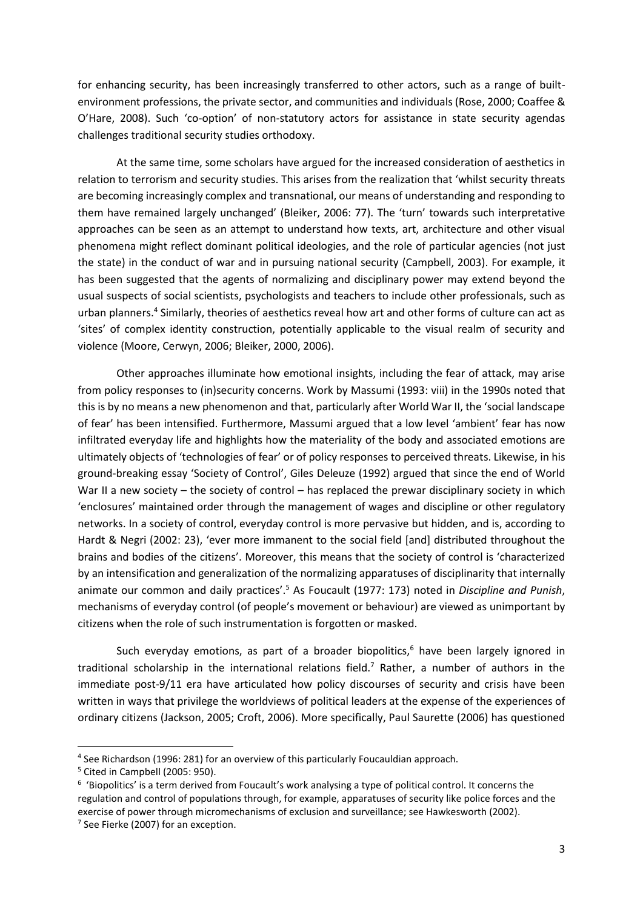for enhancing security, has been increasingly transferred to other actors, such as a range of built-environment professions, the private sector, and communities and individuals (Rose, 2000; Coaffee & O'Hare, 2008). Such 'co-option' of non-statutory actors for assistance in state security agendas challenges traditional security studies orthodoxy.

At the same time, some scholars have argued for the increased consideration of aesthetics in relation to terrorism and security studies. This arises from the realization that 'whilst security threats are becoming increasingly complex and transnational, our means of understanding and responding to them have remained largely unchanged' (Bleiker, 2006: 77). The 'turn' towards such interpretative approaches can be seen as an attempt to understand how texts, art, architecture and other visual phenomena might reflect dominant political ideologies, and the role of particular agencies (not just the state) in the conduct of war and in pursuing national security (Campbell, 2003). For example, it has been suggested that the agents of normalizing and disciplinary power may extend beyond the usual suspects of social scientists, psychologists and teachers to include other professionals, such as urban planners.[4] Similarly, theories of aesthetics reveal how art and other forms of culture can act as 'sites' of complex identity construction, potentially applicable to the visual realm of security and violence (Moore, Cerwyn, 2006; Bleiker, 2000, 2006).

Other approaches illuminate how emotional insights, including the fear of attack, may arise from policy responses to (in)security concerns. Work by Massumi (1993: viii) in the 1990s noted that this is by no means a new phenomenon and that, particularly after World War II, the 'social landscape of fear' has been intensified. Furthermore, Massumi argued that a low level 'ambient' fear has now infiltrated everyday life and highlights how the materiality of the body and associated emotions are ultimately objects of 'technologies of fear' or of policy responses to perceived threats. Likewise, in his ground-breaking essay 'Society of Control', Giles Deleuze (1992) argued that since the end of World War II a new society – the society of control – has replaced the prewar disciplinary society in which 'enclosures' maintained order through the management of wages and discipline or other regulatory networks. In a society of control, everyday control is more pervasive but hidden, and is, according to Hardt & Negri (2002: 23), 'ever more immanent to the social field [and] distributed throughout the brains and bodies of the citizens'. Moreover, this means that the society of control is 'characterized by an intensification and generalization of the normalizing apparatuses of disciplinarity that internally animate our common and daily practices'.[5] As Foucault (1977: 173) noted in *Discipline and Punish*, mechanisms of everyday control (of people's movement or behaviour) are viewed as unimportant by citizens when the role of such instrumentation is forgotten or masked.

Such everyday emotions, as part of a broader biopolitics,[6] have been largely ignored in traditional scholarship in the international relations field.[7] Rather, a number of authors in the immediate post-9/11 era have articulated how policy discourses of security and crisis have been written in ways that privilege the worldviews of political leaders at the expense of the experiences of ordinary citizens (Jackson, 2005; Croft, 2006). More specifically, Paul Saurette (2006) has questioned

---

[4] See Richardson (1996: 281) for an overview of this particularly Foucauldian approach.

[5] Cited in Campbell (2005: 950).

[6] 'Biopolitics' is a term derived from Foucault's work analysing a type of political control. It concerns the regulation and control of populations through, for example, apparatuses of security like police forces and the exercise of power through micromechanisms of exclusion and surveillance; see Hawkesworth (2002).

[7] See Fierke (2007) for an exception.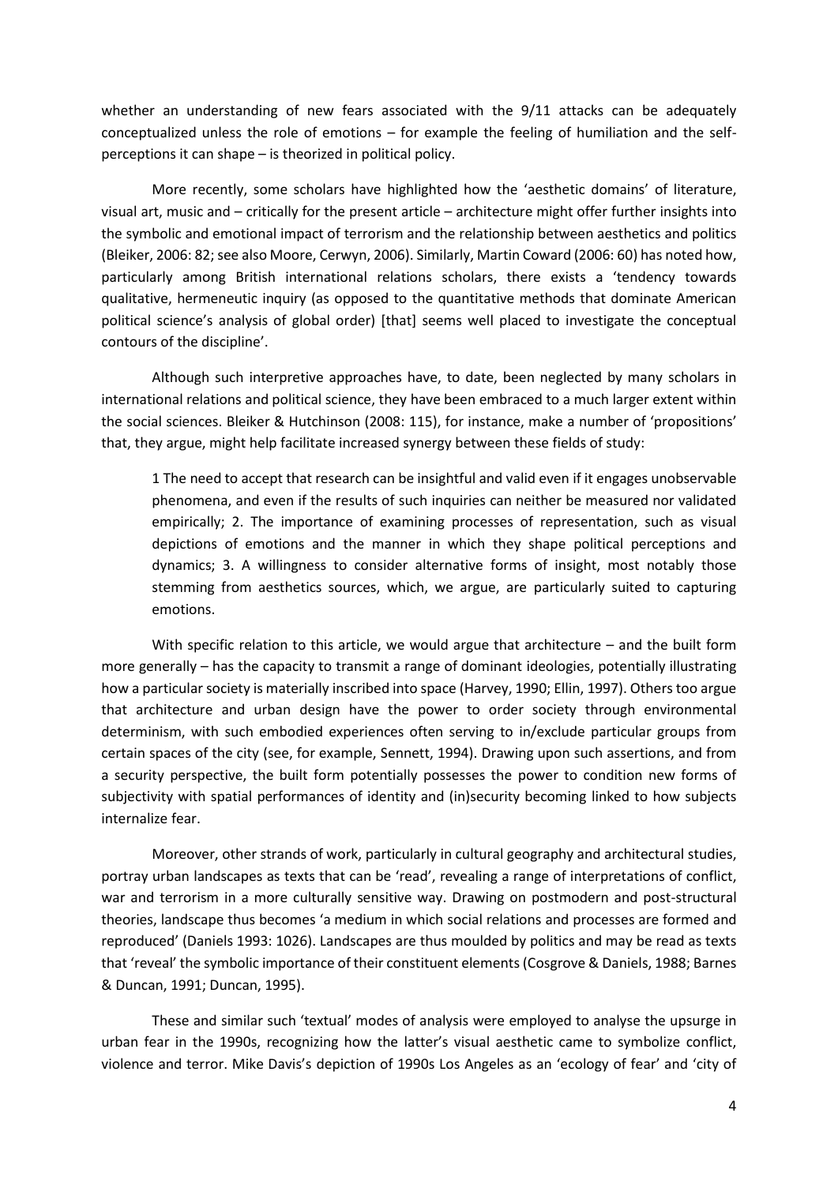whether an understanding of new fears associated with the 9/11 attacks can be adequately conceptualized unless the role of emotions – for example the feeling of humiliation and the self-perceptions it can shape – is theorized in political policy.

More recently, some scholars have highlighted how the 'aesthetic domains' of literature, visual art, music and – critically for the present article – architecture might offer further insights into the symbolic and emotional impact of terrorism and the relationship between aesthetics and politics (Bleiker, 2006: 82; see also Moore, Cerwyn, 2006). Similarly, Martin Coward (2006: 60) has noted how, particularly among British international relations scholars, there exists a 'tendency towards qualitative, hermeneutic inquiry (as opposed to the quantitative methods that dominate American political science's analysis of global order) [that] seems well placed to investigate the conceptual contours of the discipline'.

Although such interpretive approaches have, to date, been neglected by many scholars in international relations and political science, they have been embraced to a much larger extent within the social sciences. Bleiker & Hutchinson (2008: 115), for instance, make a number of 'propositions' that, they argue, might help facilitate increased synergy between these fields of study:

> 1 The need to accept that research can be insightful and valid even if it engages unobservable phenomena, and even if the results of such inquiries can neither be measured nor validated empirically; 2. The importance of examining processes of representation, such as visual depictions of emotions and the manner in which they shape political perceptions and dynamics; 3. A willingness to consider alternative forms of insight, most notably those stemming from aesthetics sources, which, we argue, are particularly suited to capturing emotions.

With specific relation to this article, we would argue that architecture – and the built form more generally – has the capacity to transmit a range of dominant ideologies, potentially illustrating how a particular society is materially inscribed into space (Harvey, 1990; Ellin, 1997). Others too argue that architecture and urban design have the power to order society through environmental determinism, with such embodied experiences often serving to in/exclude particular groups from certain spaces of the city (see, for example, Sennett, 1994). Drawing upon such assertions, and from a security perspective, the built form potentially possesses the power to condition new forms of subjectivity with spatial performances of identity and (in)security becoming linked to how subjects internalize fear.

Moreover, other strands of work, particularly in cultural geography and architectural studies, portray urban landscapes as texts that can be 'read', revealing a range of interpretations of conflict, war and terrorism in a more culturally sensitive way. Drawing on postmodern and post-structural theories, landscape thus becomes 'a medium in which social relations and processes are formed and reproduced' (Daniels 1993: 1026). Landscapes are thus moulded by politics and may be read as texts that 'reveal' the symbolic importance of their constituent elements (Cosgrove & Daniels, 1988; Barnes & Duncan, 1991; Duncan, 1995).

These and similar such 'textual' modes of analysis were employed to analyse the upsurge in urban fear in the 1990s, recognizing how the latter's visual aesthetic came to symbolize conflict, violence and terror. Mike Davis's depiction of 1990s Los Angeles as an 'ecology of fear' and 'city of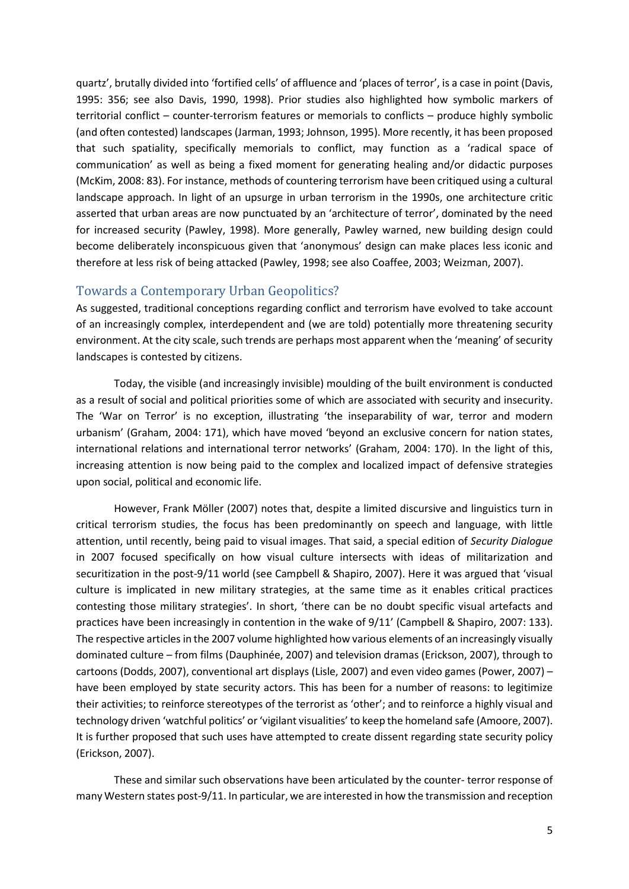quartz', brutally divided into 'fortified cells' of affluence and 'places of terror', is a case in point (Davis, 1995: 356; see also Davis, 1990, 1998). Prior studies also highlighted how symbolic markers of territorial conflict – counter-terrorism features or memorials to conflicts – produce highly symbolic (and often contested) landscapes (Jarman, 1993; Johnson, 1995). More recently, it has been proposed that such spatiality, specifically memorials to conflict, may function as a 'radical space of communication' as well as being a fixed moment for generating healing and/or didactic purposes (McKim, 2008: 83). For instance, methods of countering terrorism have been critiqued using a cultural landscape approach. In light of an upsurge in urban terrorism in the 1990s, one architecture critic asserted that urban areas are now punctuated by an 'architecture of terror', dominated by the need for increased security (Pawley, 1998). More generally, Pawley warned, new building design could become deliberately inconspicuous given that 'anonymous' design can make places less iconic and therefore at less risk of being attacked (Pawley, 1998; see also Coaffee, 2003; Weizman, 2007).

## Towards a Contemporary Urban Geopolitics?

As suggested, traditional conceptions regarding conflict and terrorism have evolved to take account of an increasingly complex, interdependent and (we are told) potentially more threatening security environment. At the city scale, such trends are perhaps most apparent when the 'meaning' of security landscapes is contested by citizens.

Today, the visible (and increasingly invisible) moulding of the built environment is conducted as a result of social and political priorities some of which are associated with security and insecurity. The 'War on Terror' is no exception, illustrating 'the inseparability of war, terror and modern urbanism' (Graham, 2004: 171), which have moved 'beyond an exclusive concern for nation states, international relations and international terror networks' (Graham, 2004: 170). In the light of this, increasing attention is now being paid to the complex and localized impact of defensive strategies upon social, political and economic life.

However, Frank Möller (2007) notes that, despite a limited discursive and linguistics turn in critical terrorism studies, the focus has been predominantly on speech and language, with little attention, until recently, being paid to visual images. That said, a special edition of *Security Dialogue* in 2007 focused specifically on how visual culture intersects with ideas of militarization and securitization in the post-9/11 world (see Campbell & Shapiro, 2007). Here it was argued that 'visual culture is implicated in new military strategies, at the same time as it enables critical practices contesting those military strategies'. In short, 'there can be no doubt specific visual artefacts and practices have been increasingly in contention in the wake of 9/11' (Campbell & Shapiro, 2007: 133). The respective articles in the 2007 volume highlighted how various elements of an increasingly visually dominated culture – from films (Dauphinée, 2007) and television dramas (Erickson, 2007), through to cartoons (Dodds, 2007), conventional art displays (Lisle, 2007) and even video games (Power, 2007) – have been employed by state security actors. This has been for a number of reasons: to legitimize their activities; to reinforce stereotypes of the terrorist as 'other'; and to reinforce a highly visual and technology driven 'watchful politics' or 'vigilant visualities' to keep the homeland safe (Amoore, 2007). It is further proposed that such uses have attempted to create dissent regarding state security policy (Erickson, 2007).

These and similar such observations have been articulated by the counter- terror response of many Western states post-9/11. In particular, we are interested in how the transmission and reception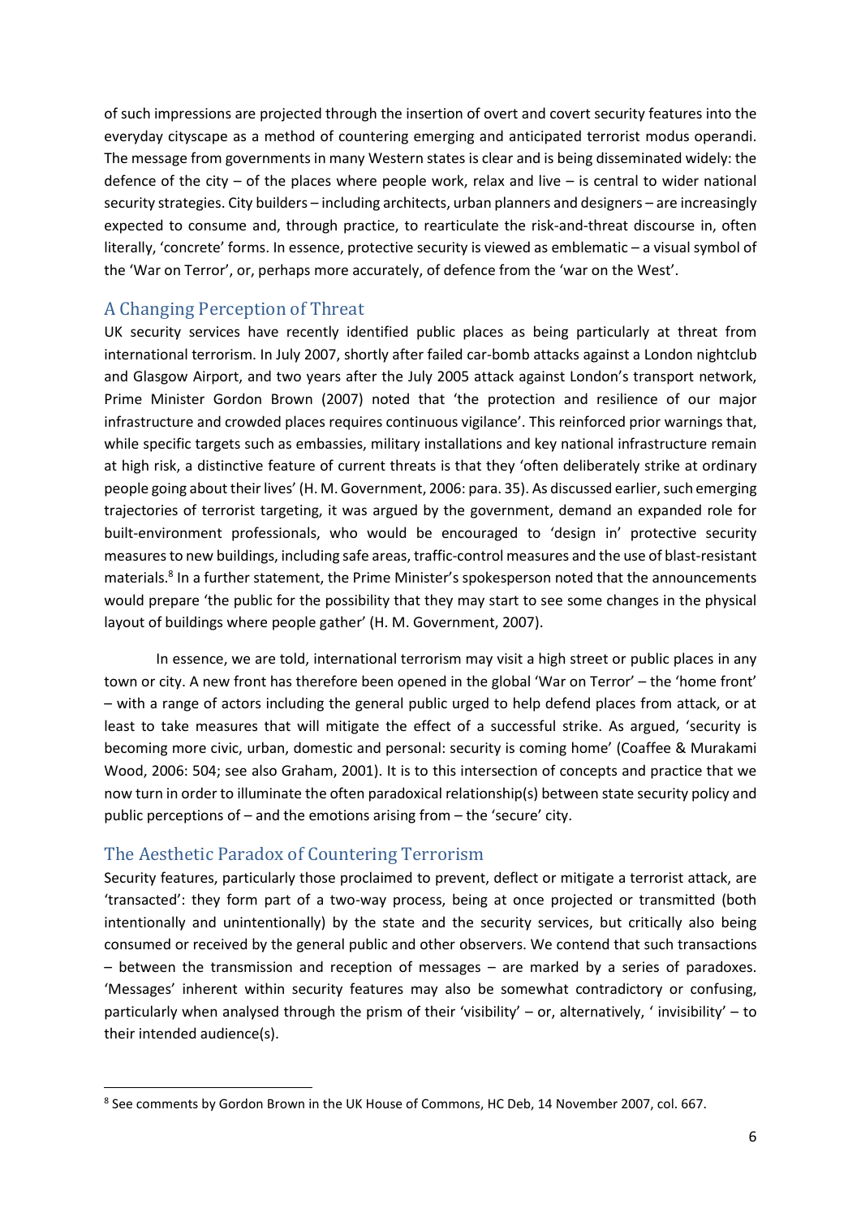of such impressions are projected through the insertion of overt and covert security features into the everyday cityscape as a method of countering emerging and anticipated terrorist modus operandi. The message from governments in many Western states is clear and is being disseminated widely: the defence of the city – of the places where people work, relax and live – is central to wider national security strategies. City builders – including architects, urban planners and designers – are increasingly expected to consume and, through practice, to rearticulate the risk-and-threat discourse in, often literally, 'concrete' forms. In essence, protective security is viewed as emblematic – a visual symbol of the 'War on Terror', or, perhaps more accurately, of defence from the 'war on the West'.

## A Changing Perception of Threat

UK security services have recently identified public places as being particularly at threat from international terrorism. In July 2007, shortly after failed car-bomb attacks against a London nightclub and Glasgow Airport, and two years after the July 2005 attack against London's transport network, Prime Minister Gordon Brown (2007) noted that 'the protection and resilience of our major infrastructure and crowded places requires continuous vigilance'. This reinforced prior warnings that, while specific targets such as embassies, military installations and key national infrastructure remain at high risk, a distinctive feature of current threats is that they 'often deliberately strike at ordinary people going about their lives' (H. M. Government, 2006: para. 35). As discussed earlier, such emerging trajectories of terrorist targeting, it was argued by the government, demand an expanded role for built-environment professionals, who would be encouraged to 'design in' protective security measures to new buildings, including safe areas, traffic-control measures and the use of blast-resistant materials.[8] In a further statement, the Prime Minister's spokesperson noted that the announcements would prepare 'the public for the possibility that they may start to see some changes in the physical layout of buildings where people gather' (H. M. Government, 2007).

In essence, we are told, international terrorism may visit a high street or public places in any town or city. A new front has therefore been opened in the global 'War on Terror' – the 'home front' – with a range of actors including the general public urged to help defend places from attack, or at least to take measures that will mitigate the effect of a successful strike. As argued, 'security is becoming more civic, urban, domestic and personal: security is coming home' (Coaffee & Murakami Wood, 2006: 504; see also Graham, 2001). It is to this intersection of concepts and practice that we now turn in order to illuminate the often paradoxical relationship(s) between state security policy and public perceptions of – and the emotions arising from – the 'secure' city.

## The Aesthetic Paradox of Countering Terrorism

Security features, particularly those proclaimed to prevent, deflect or mitigate a terrorist attack, are 'transacted': they form part of a two-way process, being at once projected or transmitted (both intentionally and unintentionally) by the state and the security services, but critically also being consumed or received by the general public and other observers. We contend that such transactions – between the transmission and reception of messages – are marked by a series of paradoxes. 'Messages' inherent within security features may also be somewhat contradictory or confusing, particularly when analysed through the prism of their 'visibility' – or, alternatively, ' invisibility' – to their intended audience(s).

[8] See comments by Gordon Brown in the UK House of Commons, HC Deb, 14 November 2007, col. 667.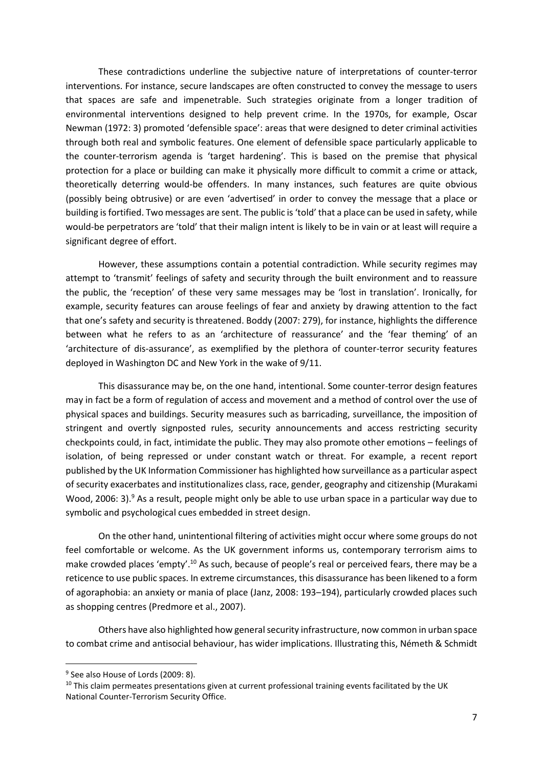These contradictions underline the subjective nature of interpretations of counter-terror interventions. For instance, secure landscapes are often constructed to convey the message to users that spaces are safe and impenetrable. Such strategies originate from a longer tradition of environmental interventions designed to help prevent crime. In the 1970s, for example, Oscar Newman (1972: 3) promoted 'defensible space': areas that were designed to deter criminal activities through both real and symbolic features. One element of defensible space particularly applicable to the counter-terrorism agenda is 'target hardening'. This is based on the premise that physical protection for a place or building can make it physically more difficult to commit a crime or attack, theoretically deterring would-be offenders. In many instances, such features are quite obvious (possibly being obtrusive) or are even 'advertised' in order to convey the message that a place or building is fortified. Two messages are sent. The public is 'told' that a place can be used in safety, while would-be perpetrators are 'told' that their malign intent is likely to be in vain or at least will require a significant degree of effort.

However, these assumptions contain a potential contradiction. While security regimes may attempt to 'transmit' feelings of safety and security through the built environment and to reassure the public, the 'reception' of these very same messages may be 'lost in translation'. Ironically, for example, security features can arouse feelings of fear and anxiety by drawing attention to the fact that one's safety and security is threatened. Boddy (2007: 279), for instance, highlights the difference between what he refers to as an 'architecture of reassurance' and the 'fear theming' of an 'architecture of dis-assurance', as exemplified by the plethora of counter-terror security features deployed in Washington DC and New York in the wake of 9/11.

This disassurance may be, on the one hand, intentional. Some counter-terror design features may in fact be a form of regulation of access and movement and a method of control over the use of physical spaces and buildings. Security measures such as barricading, surveillance, the imposition of stringent and overtly signposted rules, security announcements and access restricting security checkpoints could, in fact, intimidate the public. They may also promote other emotions – feelings of isolation, of being repressed or under constant watch or threat. For example, a recent report published by the UK Information Commissioner has highlighted how surveillance as a particular aspect of security exacerbates and institutionalizes class, race, gender, geography and citizenship (Murakami Wood, 2006: 3).[9] As a result, people might only be able to use urban space in a particular way due to symbolic and psychological cues embedded in street design.

On the other hand, unintentional filtering of activities might occur where some groups do not feel comfortable or welcome. As the UK government informs us, contemporary terrorism aims to make crowded places 'empty'.[10] As such, because of people's real or perceived fears, there may be a reticence to use public spaces. In extreme circumstances, this disassurance has been likened to a form of agoraphobia: an anxiety or mania of place (Janz, 2008: 193–194), particularly crowded places such as shopping centres (Predmore et al., 2007).

Others have also highlighted how general security infrastructure, now common in urban space to combat crime and antisocial behaviour, has wider implications. Illustrating this, Németh & Schmidt

[9] See also House of Lords (2009: 8).

[10] This claim permeates presentations given at current professional training events facilitated by the UK National Counter-Terrorism Security Office.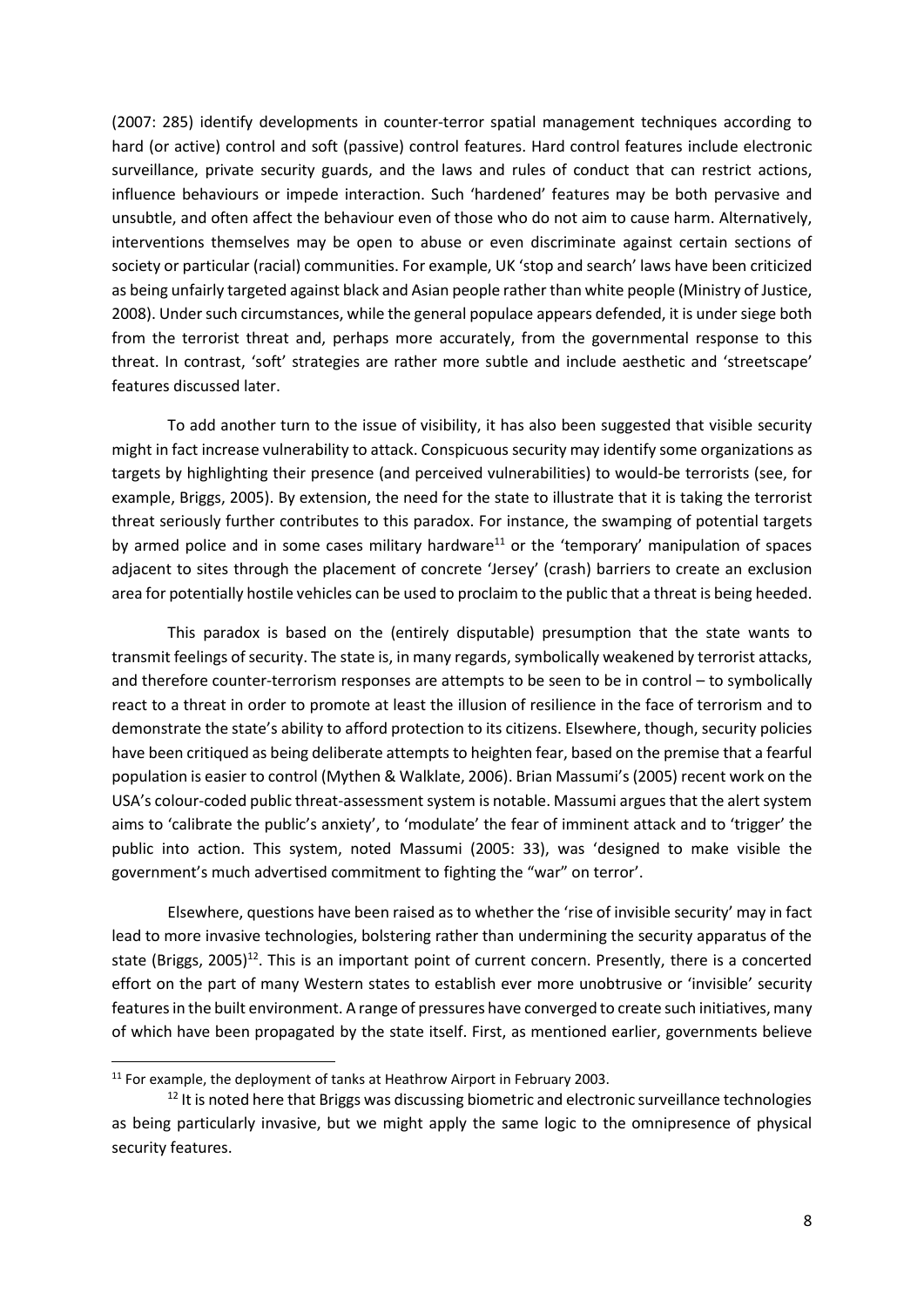(2007: 285) identify developments in counter-terror spatial management techniques according to hard (or active) control and soft (passive) control features. Hard control features include electronic surveillance, private security guards, and the laws and rules of conduct that can restrict actions, influence behaviours or impede interaction. Such 'hardened' features may be both pervasive and unsubtle, and often affect the behaviour even of those who do not aim to cause harm. Alternatively, interventions themselves may be open to abuse or even discriminate against certain sections of society or particular (racial) communities. For example, UK 'stop and search' laws have been criticized as being unfairly targeted against black and Asian people rather than white people (Ministry of Justice, 2008). Under such circumstances, while the general populace appears defended, it is under siege both from the terrorist threat and, perhaps more accurately, from the governmental response to this threat. In contrast, 'soft' strategies are rather more subtle and include aesthetic and 'streetscape' features discussed later.

To add another turn to the issue of visibility, it has also been suggested that visible security might in fact increase vulnerability to attack. Conspicuous security may identify some organizations as targets by highlighting their presence (and perceived vulnerabilities) to would-be terrorists (see, for example, Briggs, 2005). By extension, the need for the state to illustrate that it is taking the terrorist threat seriously further contributes to this paradox. For instance, the swamping of potential targets by armed police and in some cases military hardware[11] or the 'temporary' manipulation of spaces adjacent to sites through the placement of concrete 'Jersey' (crash) barriers to create an exclusion area for potentially hostile vehicles can be used to proclaim to the public that a threat is being heeded.

This paradox is based on the (entirely disputable) presumption that the state wants to transmit feelings of security. The state is, in many regards, symbolically weakened by terrorist attacks, and therefore counter-terrorism responses are attempts to be seen to be in control – to symbolically react to a threat in order to promote at least the illusion of resilience in the face of terrorism and to demonstrate the state's ability to afford protection to its citizens. Elsewhere, though, security policies have been critiqued as being deliberate attempts to heighten fear, based on the premise that a fearful population is easier to control (Mythen & Walklate, 2006). Brian Massumi's (2005) recent work on the USA's colour-coded public threat-assessment system is notable. Massumi argues that the alert system aims to 'calibrate the public's anxiety', to 'modulate' the fear of imminent attack and to 'trigger' the public into action. This system, noted Massumi (2005: 33), was 'designed to make visible the government's much advertised commitment to fighting the "war" on terror'.

Elsewhere, questions have been raised as to whether the 'rise of invisible security' may in fact lead to more invasive technologies, bolstering rather than undermining the security apparatus of the state (Briggs, 2005)[12]. This is an important point of current concern. Presently, there is a concerted effort on the part of many Western states to establish ever more unobtrusive or 'invisible' security features in the built environment. A range of pressures have converged to create such initiatives, many of which have been propagated by the state itself. First, as mentioned earlier, governments believe

[11] For example, the deployment of tanks at Heathrow Airport in February 2003.

[12] It is noted here that Briggs was discussing biometric and electronic surveillance technologies as being particularly invasive, but we might apply the same logic to the omnipresence of physical security features.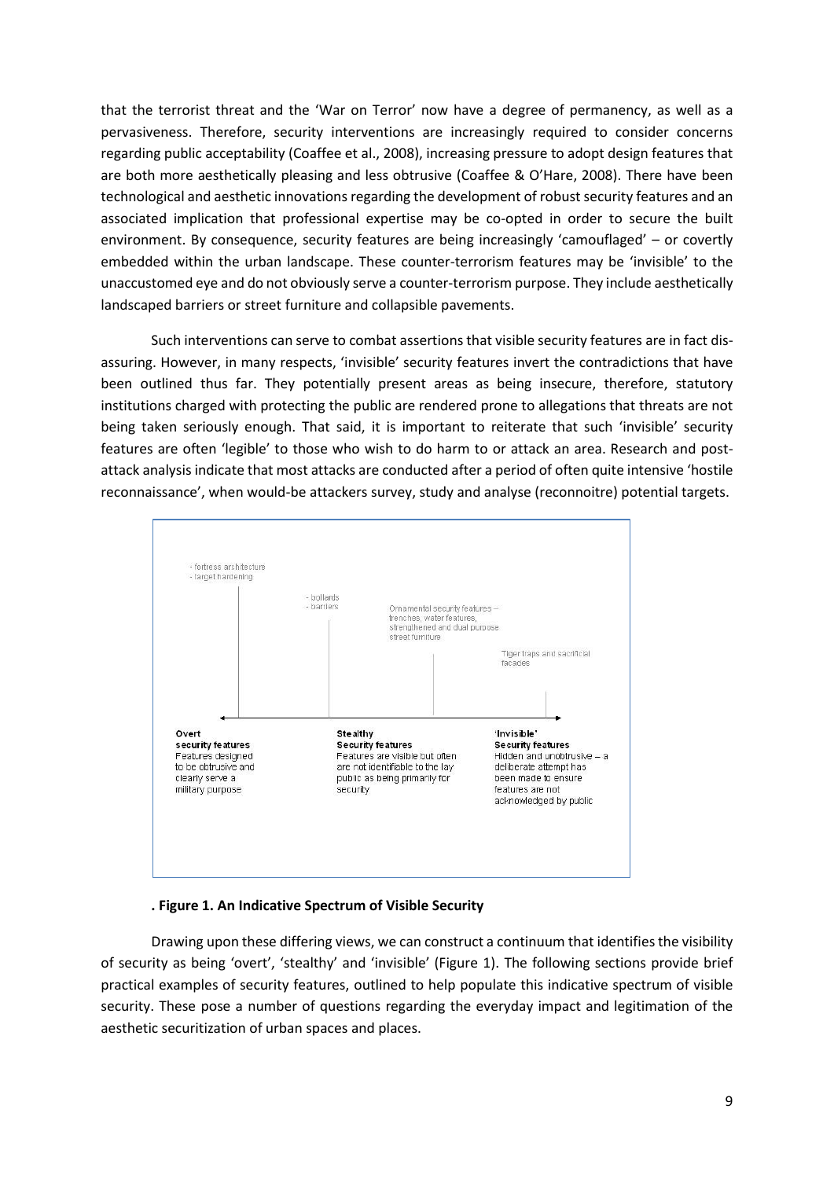that the terrorist threat and the 'War on Terror' now have a degree of permanency, as well as a pervasiveness. Therefore, security interventions are increasingly required to consider concerns regarding public acceptability (Coaffee et al., 2008), increasing pressure to adopt design features that are both more aesthetically pleasing and less obtrusive (Coaffee & O'Hare, 2008). There have been technological and aesthetic innovations regarding the development of robust security features and an associated implication that professional expertise may be co-opted in order to secure the built environment. By consequence, security features are being increasingly 'camouflaged' – or covertly embedded within the urban landscape. These counter-terrorism features may be 'invisible' to the unaccustomed eye and do not obviously serve a counter-terrorism purpose. They include aesthetically landscaped barriers or street furniture and collapsible pavements.

Such interventions can serve to combat assertions that visible security features are in fact dis-assuring. However, in many respects, 'invisible' security features invert the contradictions that have been outlined thus far. They potentially present areas as being insecure, therefore, statutory institutions charged with protecting the public are rendered prone to allegations that threats are not being taken seriously enough. That said, it is important to reiterate that such 'invisible' security features are often 'legible' to those who wish to do harm to or attack an area. Research and post-attack analysis indicate that most attacks are conducted after a period of often quite intensive 'hostile reconnaissance', when would-be attackers survey, study and analyse (reconnoitre) potential targets.

- fortress architecture
- target hardening

- bollards
- barriers

Ornamental security features – trenches, water features, strengthened and dual purpose street furniture

Tiger traps and sacrificial facades

**Overt security features**
Features designed to be obtrusive and clearly serve a military purpose

**Stealthy Security features**
Features are visible but often are not identifiable to the lay public as being primarily for security

**'Invisible' Security features**
Hidden and unobtrusive – a deliberate attempt has been made to ensure features are not acknowledged by public

**. Figure 1. An Indicative Spectrum of Visible Security**

Drawing upon these differing views, we can construct a continuum that identifies the visibility of security as being 'overt', 'stealthy' and 'invisible' (Figure 1). The following sections provide brief practical examples of security features, outlined to help populate this indicative spectrum of visible security. These pose a number of questions regarding the everyday impact and legitimation of the aesthetic securitization of urban spaces and places.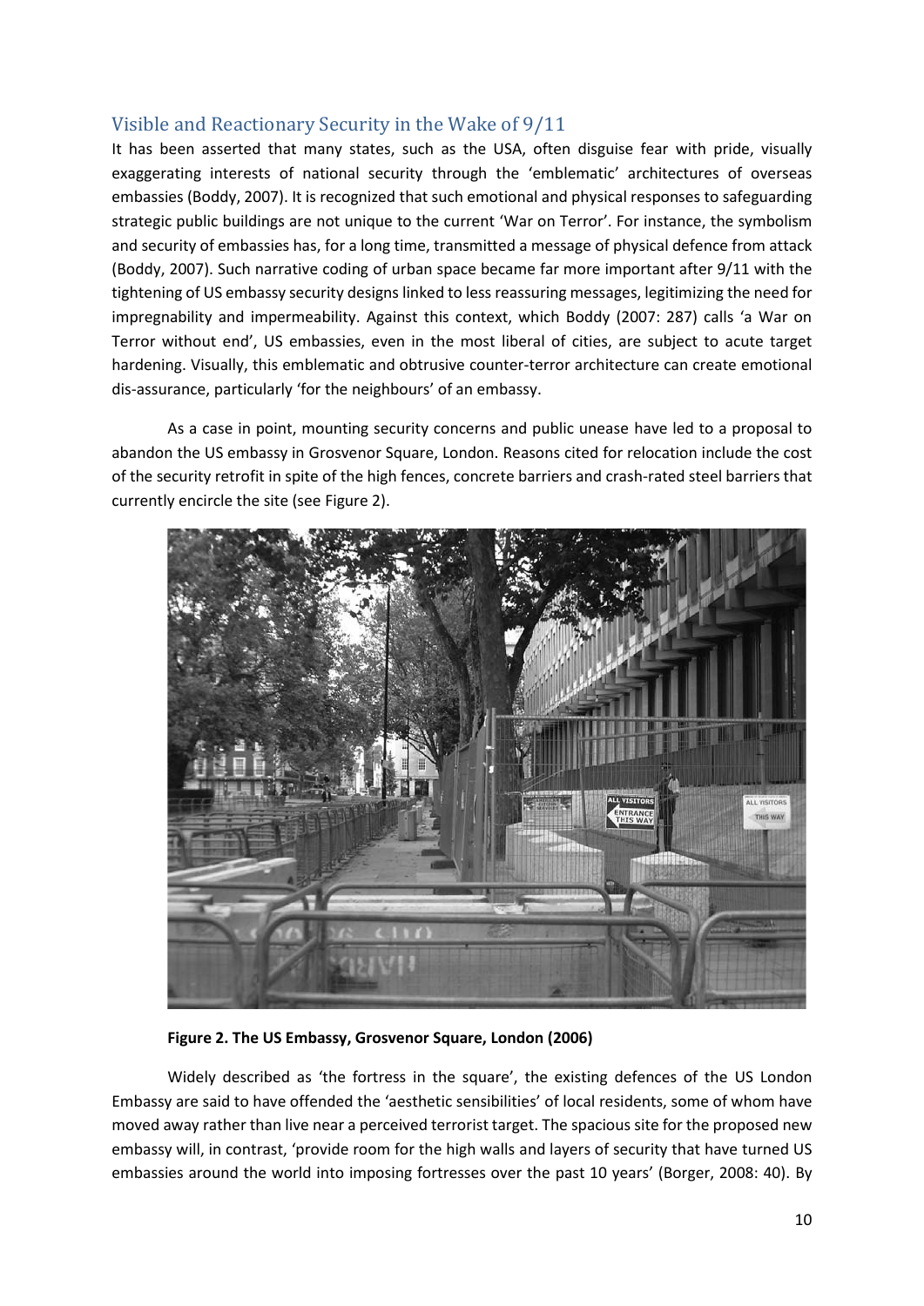## Visible and Reactionary Security in the Wake of 9/11

It has been asserted that many states, such as the USA, often disguise fear with pride, visually exaggerating interests of national security through the 'emblematic' architectures of overseas embassies (Boddy, 2007). It is recognized that such emotional and physical responses to safeguarding strategic public buildings are not unique to the current 'War on Terror'. For instance, the symbolism and security of embassies has, for a long time, transmitted a message of physical defence from attack (Boddy, 2007). Such narrative coding of urban space became far more important after 9/11 with the tightening of US embassy security designs linked to less reassuring messages, legitimizing the need for impregnability and impermeability. Against this context, which Boddy (2007: 287) calls 'a War on Terror without end', US embassies, even in the most liberal of cities, are subject to acute target hardening. Visually, this emblematic and obtrusive counter-terror architecture can create emotional dis-assurance, particularly 'for the neighbours' of an embassy.

As a case in point, mounting security concerns and public unease have led to a proposal to abandon the US embassy in Grosvenor Square, London. Reasons cited for relocation include the cost of the security retrofit in spite of the high fences, concrete barriers and crash-rated steel barriers that currently encircle the site (see Figure 2).

**Figure 2. The US Embassy, Grosvenor Square, London (2006)**

Widely described as 'the fortress in the square', the existing defences of the US London Embassy are said to have offended the 'aesthetic sensibilities' of local residents, some of whom have moved away rather than live near a perceived terrorist target. The spacious site for the proposed new embassy will, in contrast, 'provide room for the high walls and layers of security that have turned US embassies around the world into imposing fortresses over the past 10 years' (Borger, 2008: 40). By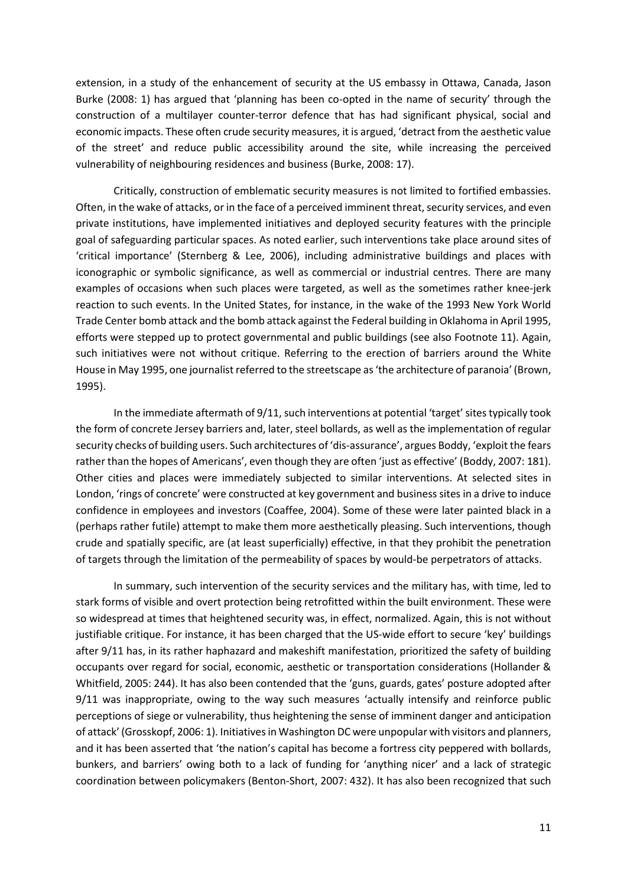extension, in a study of the enhancement of security at the US embassy in Ottawa, Canada, Jason Burke (2008: 1) has argued that 'planning has been co-opted in the name of security' through the construction of a multilayer counter-terror defence that has had significant physical, social and economic impacts. These often crude security measures, it is argued, 'detract from the aesthetic value of the street' and reduce public accessibility around the site, while increasing the perceived vulnerability of neighbouring residences and business (Burke, 2008: 17).

Critically, construction of emblematic security measures is not limited to fortified embassies. Often, in the wake of attacks, or in the face of a perceived imminent threat, security services, and even private institutions, have implemented initiatives and deployed security features with the principle goal of safeguarding particular spaces. As noted earlier, such interventions take place around sites of 'critical importance' (Sternberg & Lee, 2006), including administrative buildings and places with iconographic or symbolic significance, as well as commercial or industrial centres. There are many examples of occasions when such places were targeted, as well as the sometimes rather knee-jerk reaction to such events. In the United States, for instance, in the wake of the 1993 New York World Trade Center bomb attack and the bomb attack against the Federal building in Oklahoma in April 1995, efforts were stepped up to protect governmental and public buildings (see also Footnote 11). Again, such initiatives were not without critique. Referring to the erection of barriers around the White House in May 1995, one journalist referred to the streetscape as 'the architecture of paranoia' (Brown, 1995).

In the immediate aftermath of 9/11, such interventions at potential 'target' sites typically took the form of concrete Jersey barriers and, later, steel bollards, as well as the implementation of regular security checks of building users. Such architectures of 'dis-assurance', argues Boddy, 'exploit the fears rather than the hopes of Americans', even though they are often 'just as effective' (Boddy, 2007: 181). Other cities and places were immediately subjected to similar interventions. At selected sites in London, 'rings of concrete' were constructed at key government and business sites in a drive to induce confidence in employees and investors (Coaffee, 2004). Some of these were later painted black in a (perhaps rather futile) attempt to make them more aesthetically pleasing. Such interventions, though crude and spatially specific, are (at least superficially) effective, in that they prohibit the penetration of targets through the limitation of the permeability of spaces by would-be perpetrators of attacks.

In summary, such intervention of the security services and the military has, with time, led to stark forms of visible and overt protection being retrofitted within the built environment. These were so widespread at times that heightened security was, in effect, normalized. Again, this is not without justifiable critique. For instance, it has been charged that the US-wide effort to secure 'key' buildings after 9/11 has, in its rather haphazard and makeshift manifestation, prioritized the safety of building occupants over regard for social, economic, aesthetic or transportation considerations (Hollander & Whitfield, 2005: 244). It has also been contended that the 'guns, guards, gates' posture adopted after 9/11 was inappropriate, owing to the way such measures 'actually intensify and reinforce public perceptions of siege or vulnerability, thus heightening the sense of imminent danger and anticipation of attack' (Grosskopf, 2006: 1). Initiatives in Washington DC were unpopular with visitors and planners, and it has been asserted that 'the nation's capital has become a fortress city peppered with bollards, bunkers, and barriers' owing both to a lack of funding for 'anything nicer' and a lack of strategic coordination between policymakers (Benton-Short, 2007: 432). It has also been recognized that such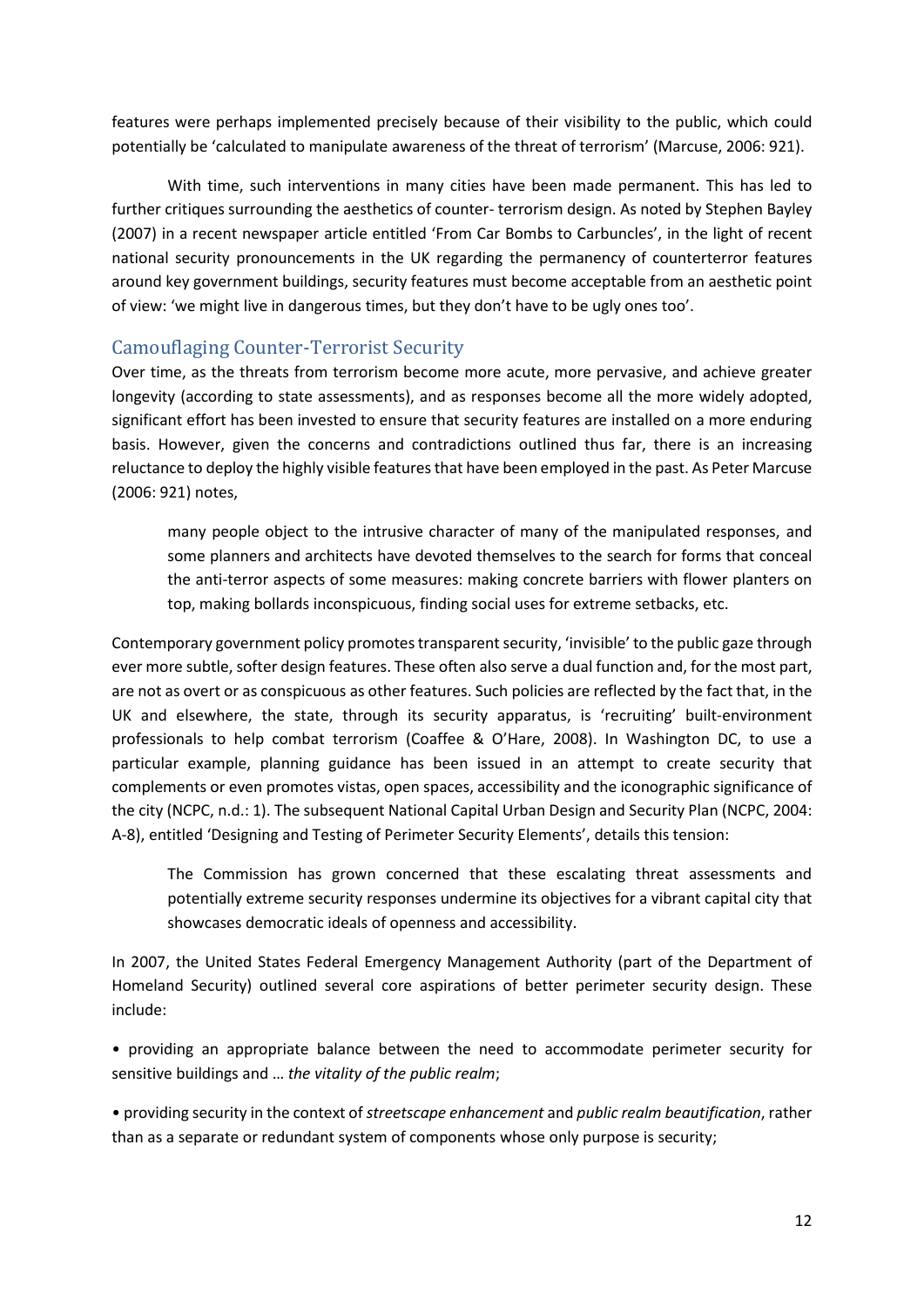features were perhaps implemented precisely because of their visibility to the public, which could potentially be 'calculated to manipulate awareness of the threat of terrorism' (Marcuse, 2006: 921).

With time, such interventions in many cities have been made permanent. This has led to further critiques surrounding the aesthetics of counter- terrorism design. As noted by Stephen Bayley (2007) in a recent newspaper article entitled 'From Car Bombs to Carbuncles', in the light of recent national security pronouncements in the UK regarding the permanency of counterterror features around key government buildings, security features must become acceptable from an aesthetic point of view: 'we might live in dangerous times, but they don't have to be ugly ones too'.

## Camouflaging Counter-Terrorist Security

Over time, as the threats from terrorism become more acute, more pervasive, and achieve greater longevity (according to state assessments), and as responses become all the more widely adopted, significant effort has been invested to ensure that security features are installed on a more enduring basis. However, given the concerns and contradictions outlined thus far, there is an increasing reluctance to deploy the highly visible features that have been employed in the past. As Peter Marcuse (2006: 921) notes,

> many people object to the intrusive character of many of the manipulated responses, and some planners and architects have devoted themselves to the search for forms that conceal the anti-terror aspects of some measures: making concrete barriers with flower planters on top, making bollards inconspicuous, finding social uses for extreme setbacks, etc.

Contemporary government policy promotes transparent security, 'invisible' to the public gaze through ever more subtle, softer design features. These often also serve a dual function and, for the most part, are not as overt or as conspicuous as other features. Such policies are reflected by the fact that, in the UK and elsewhere, the state, through its security apparatus, is 'recruiting' built-environment professionals to help combat terrorism (Coaffee & O'Hare, 2008). In Washington DC, to use a particular example, planning guidance has been issued in an attempt to create security that complements or even promotes vistas, open spaces, accessibility and the iconographic significance of the city (NCPC, n.d.: 1). The subsequent National Capital Urban Design and Security Plan (NCPC, 2004: A-8), entitled 'Designing and Testing of Perimeter Security Elements', details this tension:

> The Commission has grown concerned that these escalating threat assessments and potentially extreme security responses undermine its objectives for a vibrant capital city that showcases democratic ideals of openness and accessibility.

In 2007, the United States Federal Emergency Management Authority (part of the Department of Homeland Security) outlined several core aspirations of better perimeter security design. These include:

- providing an appropriate balance between the need to accommodate perimeter security for sensitive buildings and … *the vitality of the public realm*;
- providing security in the context of *streetscape enhancement* and *public realm beautification*, rather than as a separate or redundant system of components whose only purpose is security;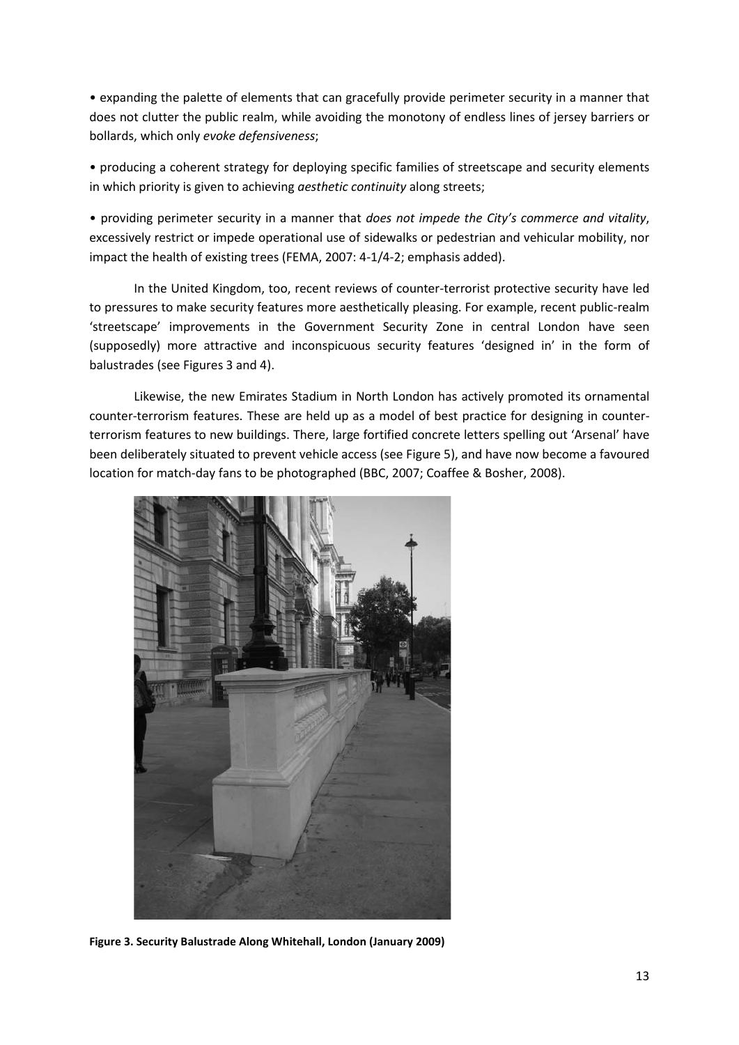• expanding the palette of elements that can gracefully provide perimeter security in a manner that does not clutter the public realm, while avoiding the monotony of endless lines of jersey barriers or bollards, which only *evoke defensiveness*;

• producing a coherent strategy for deploying specific families of streetscape and security elements in which priority is given to achieving *aesthetic continuity* along streets;

• providing perimeter security in a manner that *does not impede the City's commerce and vitality*, excessively restrict or impede operational use of sidewalks or pedestrian and vehicular mobility, nor impact the health of existing trees (FEMA, 2007: 4-1/4-2; emphasis added).

In the United Kingdom, too, recent reviews of counter-terrorist protective security have led to pressures to make security features more aesthetically pleasing. For example, recent public-realm 'streetscape' improvements in the Government Security Zone in central London have seen (supposedly) more attractive and inconspicuous security features 'designed in' in the form of balustrades (see Figures 3 and 4).

Likewise, the new Emirates Stadium in North London has actively promoted its ornamental counter-terrorism features. These are held up as a model of best practice for designing in counter-terrorism features to new buildings. There, large fortified concrete letters spelling out 'Arsenal' have been deliberately situated to prevent vehicle access (see Figure 5), and have now become a favoured location for match-day fans to be photographed (BBC, 2007; Coaffee & Bosher, 2008).

**Figure 3. Security Balustrade Along Whitehall, London (January 2009)**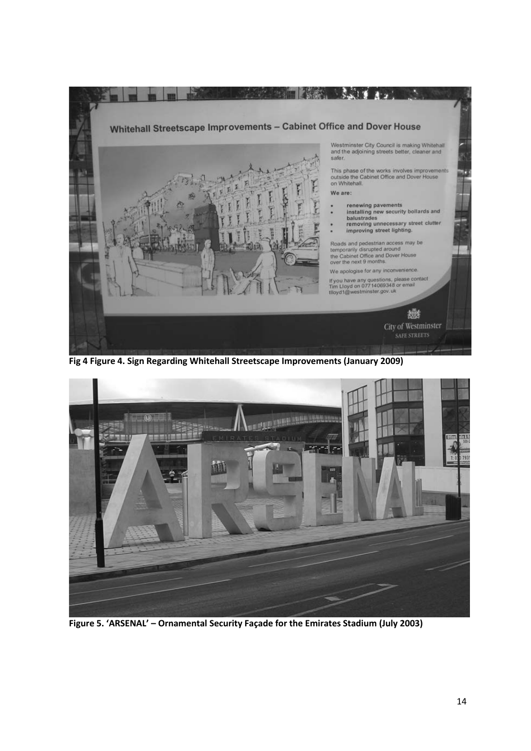**Fig 4 Figure 4. Sign Regarding Whitehall Streetscape Improvements (January 2009)**

**Figure 5. 'ARSENAL' – Ornamental Security Façade for the Emirates Stadium (July 2003)**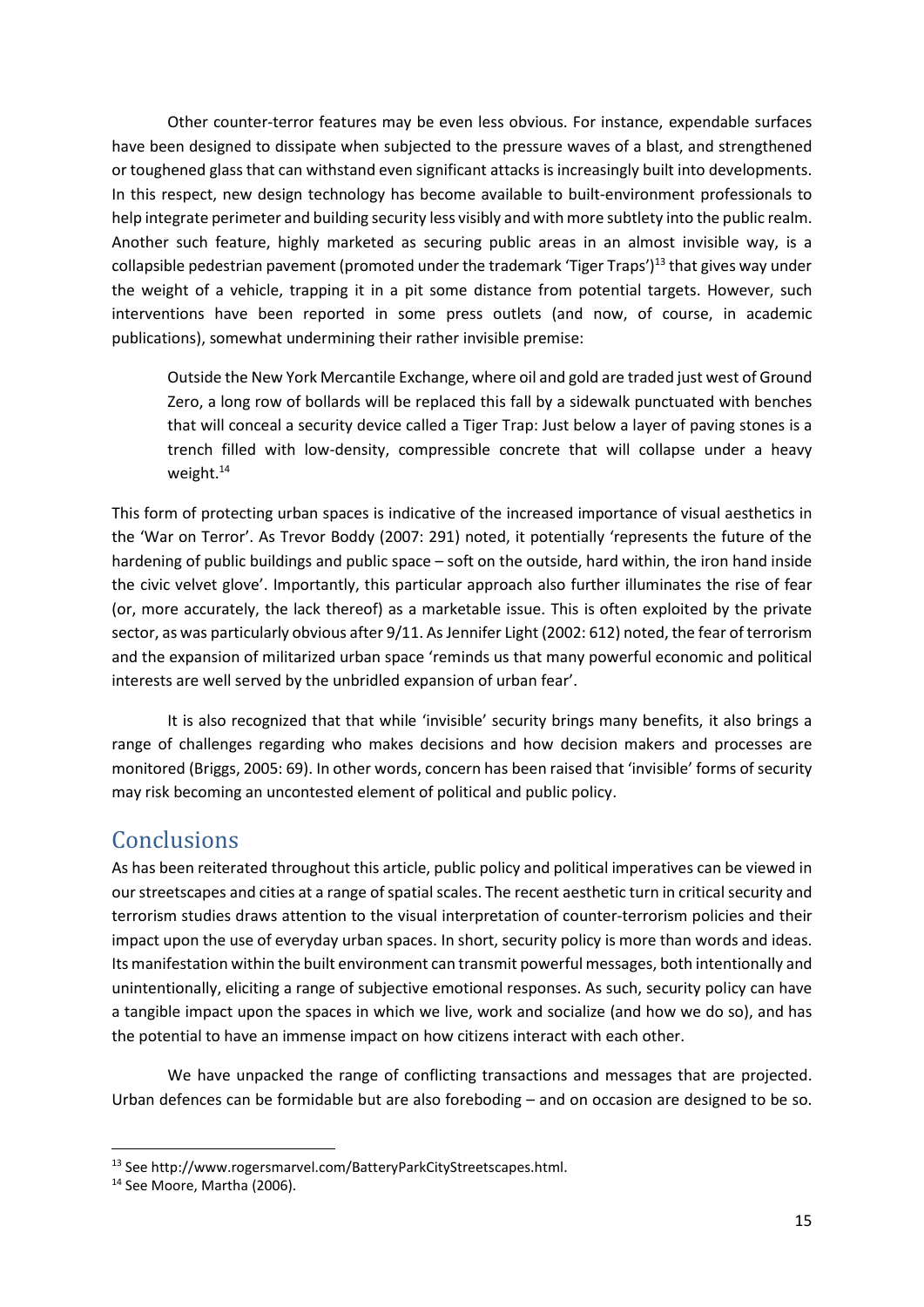Other counter-terror features may be even less obvious. For instance, expendable surfaces have been designed to dissipate when subjected to the pressure waves of a blast, and strengthened or toughened glass that can withstand even significant attacks is increasingly built into developments. In this respect, new design technology has become available to built-environment professionals to help integrate perimeter and building security less visibly and with more subtlety into the public realm. Another such feature, highly marketed as securing public areas in an almost invisible way, is a collapsible pedestrian pavement (promoted under the trademark 'Tiger Traps')[13] that gives way under the weight of a vehicle, trapping it in a pit some distance from potential targets. However, such interventions have been reported in some press outlets (and now, of course, in academic publications), somewhat undermining their rather invisible premise:

> Outside the New York Mercantile Exchange, where oil and gold are traded just west of Ground Zero, a long row of bollards will be replaced this fall by a sidewalk punctuated with benches that will conceal a security device called a Tiger Trap: Just below a layer of paving stones is a trench filled with low-density, compressible concrete that will collapse under a heavy weight.[14]

This form of protecting urban spaces is indicative of the increased importance of visual aesthetics in the 'War on Terror'. As Trevor Boddy (2007: 291) noted, it potentially 'represents the future of the hardening of public buildings and public space – soft on the outside, hard within, the iron hand inside the civic velvet glove'. Importantly, this particular approach also further illuminates the rise of fear (or, more accurately, the lack thereof) as a marketable issue. This is often exploited by the private sector, as was particularly obvious after 9/11. As Jennifer Light (2002: 612) noted, the fear of terrorism and the expansion of militarized urban space 'reminds us that many powerful economic and political interests are well served by the unbridled expansion of urban fear'.

It is also recognized that that while 'invisible' security brings many benefits, it also brings a range of challenges regarding who makes decisions and how decision makers and processes are monitored (Briggs, 2005: 69). In other words, concern has been raised that 'invisible' forms of security may risk becoming an uncontested element of political and public policy.

## Conclusions

As has been reiterated throughout this article, public policy and political imperatives can be viewed in our streetscapes and cities at a range of spatial scales. The recent aesthetic turn in critical security and terrorism studies draws attention to the visual interpretation of counter-terrorism policies and their impact upon the use of everyday urban spaces. In short, security policy is more than words and ideas. Its manifestation within the built environment can transmit powerful messages, both intentionally and unintentionally, eliciting a range of subjective emotional responses. As such, security policy can have a tangible impact upon the spaces in which we live, work and socialize (and how we do so), and has the potential to have an immense impact on how citizens interact with each other.

We have unpacked the range of conflicting transactions and messages that are projected. Urban defences can be formidable but are also foreboding – and on occasion are designed to be so.

---

[13] See http://www.rogersmarvel.com/BatteryParkCityStreetscapes.html.

[14] See Moore, Martha (2006).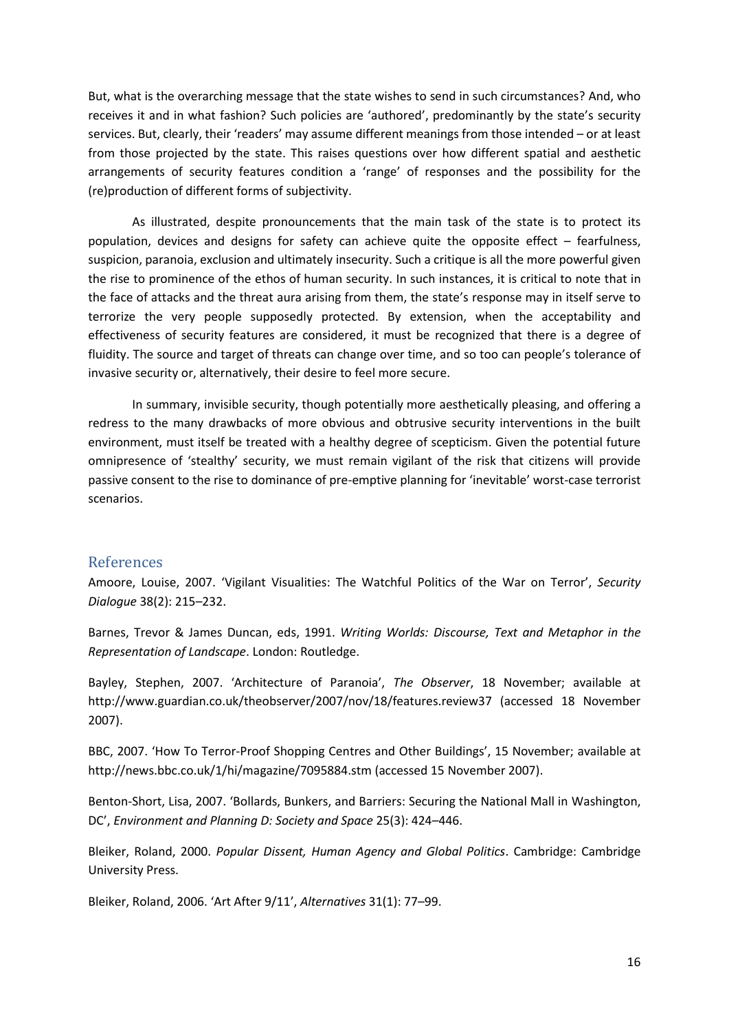But, what is the overarching message that the state wishes to send in such circumstances? And, who receives it and in what fashion? Such policies are 'authored', predominantly by the state's security services. But, clearly, their 'readers' may assume different meanings from those intended – or at least from those projected by the state. This raises questions over how different spatial and aesthetic arrangements of security features condition a 'range' of responses and the possibility for the (re)production of different forms of subjectivity.

As illustrated, despite pronouncements that the main task of the state is to protect its population, devices and designs for safety can achieve quite the opposite effect – fearfulness, suspicion, paranoia, exclusion and ultimately insecurity. Such a critique is all the more powerful given the rise to prominence of the ethos of human security. In such instances, it is critical to note that in the face of attacks and the threat aura arising from them, the state's response may in itself serve to terrorize the very people supposedly protected. By extension, when the acceptability and effectiveness of security features are considered, it must be recognized that there is a degree of fluidity. The source and target of threats can change over time, and so too can people's tolerance of invasive security or, alternatively, their desire to feel more secure.

In summary, invisible security, though potentially more aesthetically pleasing, and offering a redress to the many drawbacks of more obvious and obtrusive security interventions in the built environment, must itself be treated with a healthy degree of scepticism. Given the potential future omnipresence of 'stealthy' security, we must remain vigilant of the risk that citizens will provide passive consent to the rise to dominance of pre-emptive planning for 'inevitable' worst-case terrorist scenarios.

## References

Amoore, Louise, 2007. 'Vigilant Visualities: The Watchful Politics of the War on Terror', *Security Dialogue* 38(2): 215–232.

Barnes, Trevor & James Duncan, eds, 1991. *Writing Worlds: Discourse, Text and Metaphor in the Representation of Landscape*. London: Routledge.

Bayley, Stephen, 2007. 'Architecture of Paranoia', *The Observer*, 18 November; available at http://www.guardian.co.uk/theobserver/2007/nov/18/features.review37 (accessed 18 November 2007).

BBC, 2007. 'How To Terror-Proof Shopping Centres and Other Buildings', 15 November; available at http://news.bbc.co.uk/1/hi/magazine/7095884.stm (accessed 15 November 2007).

Benton-Short, Lisa, 2007. 'Bollards, Bunkers, and Barriers: Securing the National Mall in Washington, DC', *Environment and Planning D: Society and Space* 25(3): 424–446.

Bleiker, Roland, 2000. *Popular Dissent, Human Agency and Global Politics*. Cambridge: Cambridge University Press.

Bleiker, Roland, 2006. 'Art After 9/11', *Alternatives* 31(1): 77–99.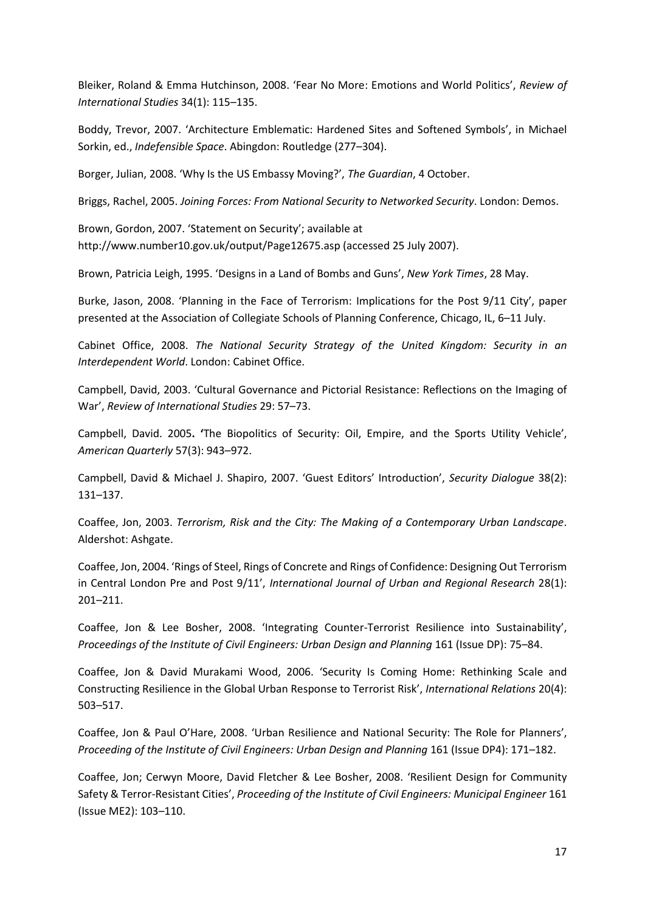Bleiker, Roland & Emma Hutchinson, 2008. 'Fear No More: Emotions and World Politics', *Review of International Studies* 34(1): 115–135.

Boddy, Trevor, 2007. 'Architecture Emblematic: Hardened Sites and Softened Symbols', in Michael Sorkin, ed., *Indefensible Space*. Abingdon: Routledge (277–304).

Borger, Julian, 2008. 'Why Is the US Embassy Moving?', *The Guardian*, 4 October.

Briggs, Rachel, 2005. *Joining Forces: From National Security to Networked Security*. London: Demos.

Brown, Gordon, 2007. 'Statement on Security'; available at http://www.number10.gov.uk/output/Page12675.asp (accessed 25 July 2007).

Brown, Patricia Leigh, 1995. 'Designs in a Land of Bombs and Guns', *New York Times*, 28 May.

Burke, Jason, 2008. 'Planning in the Face of Terrorism: Implications for the Post 9/11 City', paper presented at the Association of Collegiate Schools of Planning Conference, Chicago, IL, 6–11 July.

Cabinet Office, 2008. *The National Security Strategy of the United Kingdom: Security in an Interdependent World*. London: Cabinet Office.

Campbell, David, 2003. 'Cultural Governance and Pictorial Resistance: Reflections on the Imaging of War', *Review of International Studies* 29: 57–73.

Campbell, David. 2005**. '**The Biopolitics of Security: Oil, Empire, and the Sports Utility Vehicle', *American Quarterly* 57(3): 943–972.

Campbell, David & Michael J. Shapiro, 2007. 'Guest Editors' Introduction', *Security Dialogue* 38(2): 131–137.

Coaffee, Jon, 2003. *Terrorism, Risk and the City: The Making of a Contemporary Urban Landscape*. Aldershot: Ashgate.

Coaffee, Jon, 2004. 'Rings of Steel, Rings of Concrete and Rings of Confidence: Designing Out Terrorism in Central London Pre and Post 9/11', *International Journal of Urban and Regional Research* 28(1): 201–211.

Coaffee, Jon & Lee Bosher, 2008. 'Integrating Counter-Terrorist Resilience into Sustainability', *Proceedings of the Institute of Civil Engineers: Urban Design and Planning* 161 (Issue DP): 75–84.

Coaffee, Jon & David Murakami Wood, 2006. 'Security Is Coming Home: Rethinking Scale and Constructing Resilience in the Global Urban Response to Terrorist Risk', *International Relations* 20(4): 503–517.

Coaffee, Jon & Paul O'Hare, 2008. 'Urban Resilience and National Security: The Role for Planners', *Proceeding of the Institute of Civil Engineers: Urban Design and Planning* 161 (Issue DP4): 171–182.

Coaffee, Jon; Cerwyn Moore, David Fletcher & Lee Bosher, 2008. 'Resilient Design for Community Safety & Terror-Resistant Cities', *Proceeding of the Institute of Civil Engineers: Municipal Engineer* 161 (Issue ME2): 103–110.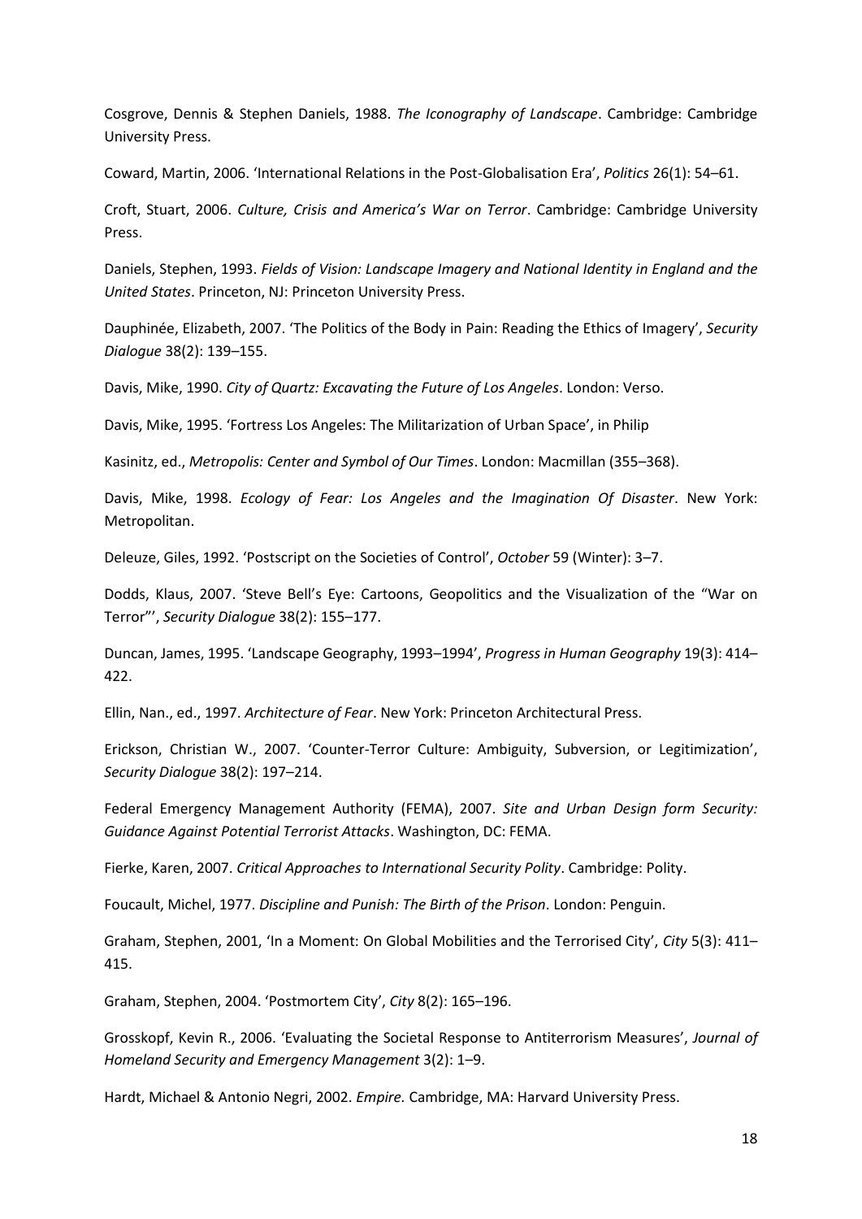Cosgrove, Dennis & Stephen Daniels, 1988. *The Iconography of Landscape*. Cambridge: Cambridge University Press.

Coward, Martin, 2006. 'International Relations in the Post-Globalisation Era', *Politics* 26(1): 54–61.

Croft, Stuart, 2006. *Culture, Crisis and America's War on Terror*. Cambridge: Cambridge University Press.

Daniels, Stephen, 1993. *Fields of Vision: Landscape Imagery and National Identity in England and the United States*. Princeton, NJ: Princeton University Press.

Dauphinée, Elizabeth, 2007. 'The Politics of the Body in Pain: Reading the Ethics of Imagery', *Security Dialogue* 38(2): 139–155.

Davis, Mike, 1990. *City of Quartz: Excavating the Future of Los Angeles*. London: Verso.

Davis, Mike, 1995. 'Fortress Los Angeles: The Militarization of Urban Space', in Philip

Kasinitz, ed., *Metropolis: Center and Symbol of Our Times*. London: Macmillan (355–368).

Davis, Mike, 1998. *Ecology of Fear: Los Angeles and the Imagination Of Disaster*. New York: Metropolitan.

Deleuze, Giles, 1992. 'Postscript on the Societies of Control', *October* 59 (Winter): 3–7.

Dodds, Klaus, 2007. 'Steve Bell's Eye: Cartoons, Geopolitics and the Visualization of the "War on Terror"', *Security Dialogue* 38(2): 155–177.

Duncan, James, 1995. 'Landscape Geography, 1993–1994', *Progress in Human Geography* 19(3): 414–422.

Ellin, Nan., ed., 1997. *Architecture of Fear*. New York: Princeton Architectural Press.

Erickson, Christian W., 2007. 'Counter-Terror Culture: Ambiguity, Subversion, or Legitimization', *Security Dialogue* 38(2): 197–214.

Federal Emergency Management Authority (FEMA), 2007. *Site and Urban Design form Security: Guidance Against Potential Terrorist Attacks*. Washington, DC: FEMA.

Fierke, Karen, 2007. *Critical Approaches to International Security Polity*. Cambridge: Polity.

Foucault, Michel, 1977. *Discipline and Punish: The Birth of the Prison*. London: Penguin.

Graham, Stephen, 2001, 'In a Moment: On Global Mobilities and the Terrorised City', *City* 5(3): 411–415.

Graham, Stephen, 2004. 'Postmortem City', *City* 8(2): 165–196.

Grosskopf, Kevin R., 2006. 'Evaluating the Societal Response to Antiterrorism Measures', *Journal of Homeland Security and Emergency Management* 3(2): 1–9.

Hardt, Michael & Antonio Negri, 2002. *Empire.* Cambridge, MA: Harvard University Press.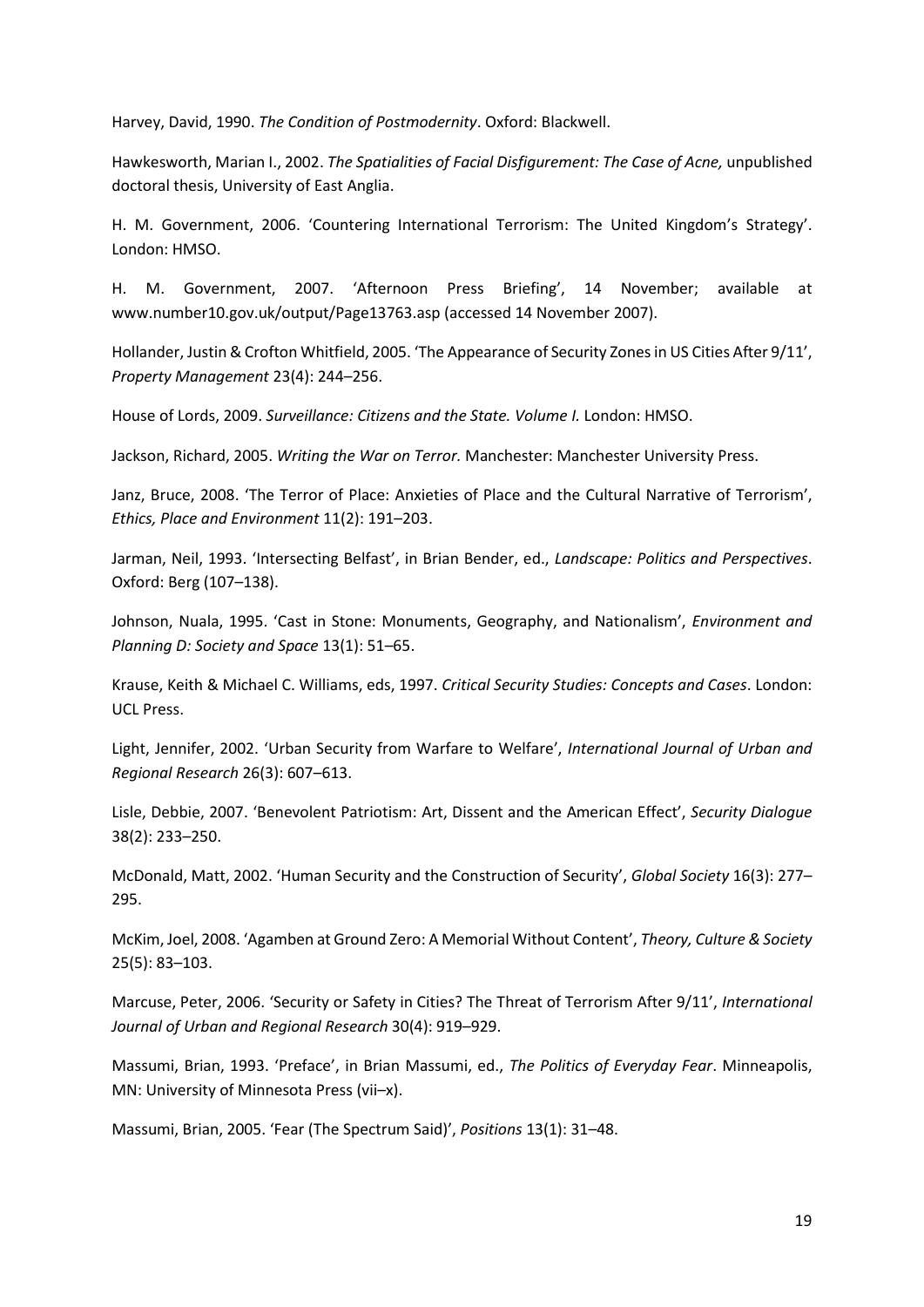Harvey, David, 1990. *The Condition of Postmodernity*. Oxford: Blackwell.

Hawkesworth, Marian I., 2002. *The Spatialities of Facial Disfigurement: The Case of Acne,* unpublished doctoral thesis, University of East Anglia.

H. M. Government, 2006. 'Countering International Terrorism: The United Kingdom's Strategy'. London: HMSO.

H. M. Government, 2007. 'Afternoon Press Briefing', 14 November; available at www.number10.gov.uk/output/Page13763.asp (accessed 14 November 2007).

Hollander, Justin & Crofton Whitfield, 2005. 'The Appearance of Security Zones in US Cities After 9/11', *Property Management* 23(4): 244–256.

House of Lords, 2009. *Surveillance: Citizens and the State. Volume I.* London: HMSO.

Jackson, Richard, 2005. *Writing the War on Terror.* Manchester: Manchester University Press.

Janz, Bruce, 2008. 'The Terror of Place: Anxieties of Place and the Cultural Narrative of Terrorism', *Ethics, Place and Environment* 11(2): 191–203.

Jarman, Neil, 1993. 'Intersecting Belfast', in Brian Bender, ed., *Landscape: Politics and Perspectives*. Oxford: Berg (107–138).

Johnson, Nuala, 1995. 'Cast in Stone: Monuments, Geography, and Nationalism', *Environment and Planning D: Society and Space* 13(1): 51–65.

Krause, Keith & Michael C. Williams, eds, 1997. *Critical Security Studies: Concepts and Cases*. London: UCL Press.

Light, Jennifer, 2002. 'Urban Security from Warfare to Welfare', *International Journal of Urban and Regional Research* 26(3): 607–613.

Lisle, Debbie, 2007. 'Benevolent Patriotism: Art, Dissent and the American Effect', *Security Dialogue* 38(2): 233–250.

McDonald, Matt, 2002. 'Human Security and the Construction of Security', *Global Society* 16(3): 277–295.

McKim, Joel, 2008. 'Agamben at Ground Zero: A Memorial Without Content', *Theory, Culture & Society* 25(5): 83–103.

Marcuse, Peter, 2006. 'Security or Safety in Cities? The Threat of Terrorism After 9/11', *International Journal of Urban and Regional Research* 30(4): 919–929.

Massumi, Brian, 1993. 'Preface', in Brian Massumi, ed., *The Politics of Everyday Fear*. Minneapolis, MN: University of Minnesota Press (vii–x).

Massumi, Brian, 2005. 'Fear (The Spectrum Said)', *Positions* 13(1): 31–48.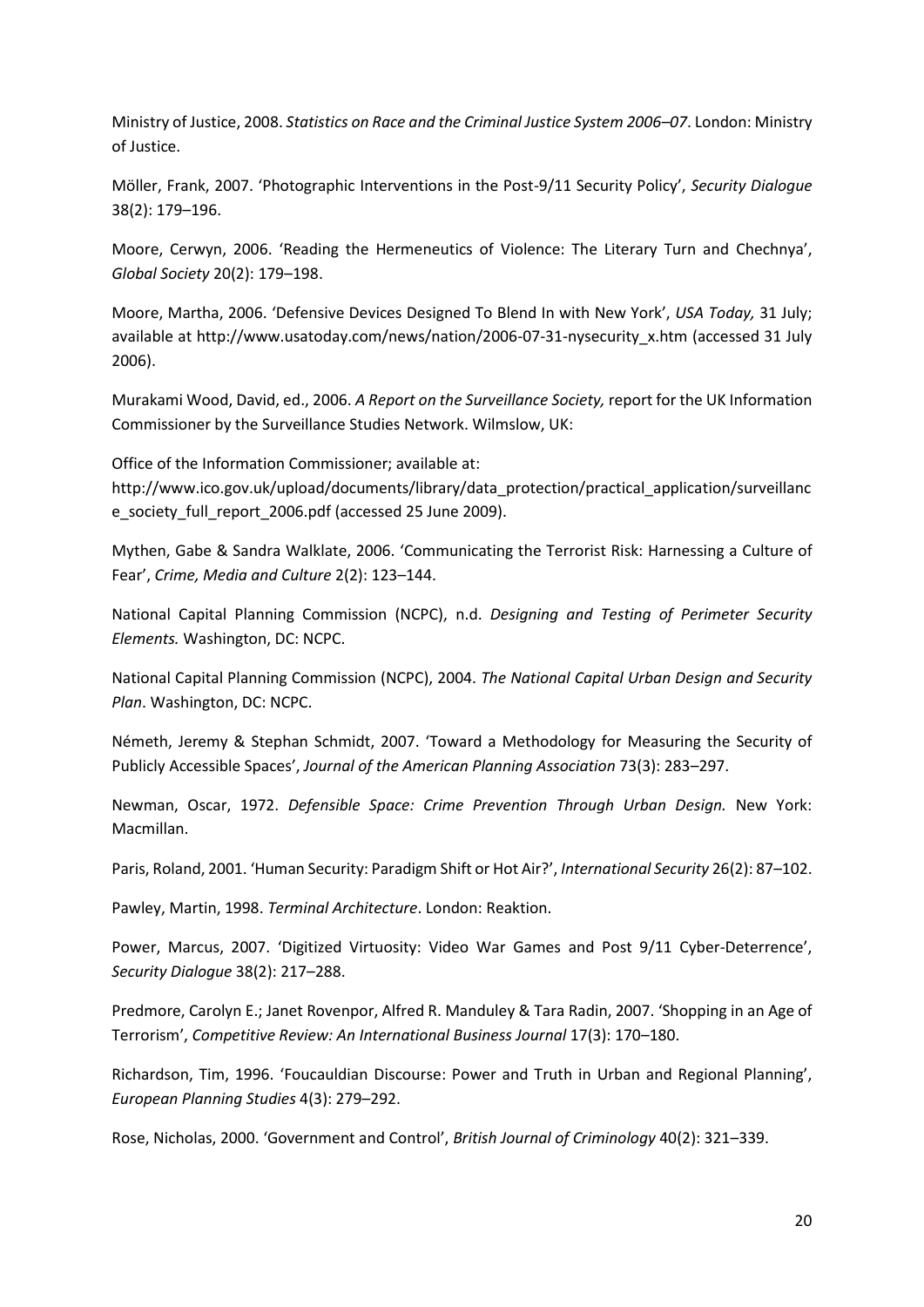Ministry of Justice, 2008. *Statistics on Race and the Criminal Justice System 2006–07*. London: Ministry of Justice.

Möller, Frank, 2007. 'Photographic Interventions in the Post-9/11 Security Policy', *Security Dialogue* 38(2): 179–196.

Moore, Cerwyn, 2006. 'Reading the Hermeneutics of Violence: The Literary Turn and Chechnya', *Global Society* 20(2): 179–198.

Moore, Martha, 2006. 'Defensive Devices Designed To Blend In with New York', *USA Today,* 31 July; available at http://www.usatoday.com/news/nation/2006-07-31-nysecurity_x.htm (accessed 31 July 2006).

Murakami Wood, David, ed., 2006. *A Report on the Surveillance Society,* report for the UK Information Commissioner by the Surveillance Studies Network. Wilmslow, UK:

Office of the Information Commissioner; available at: http://www.ico.gov.uk/upload/documents/library/data_protection/practical_application/surveillance_society_full_report_2006.pdf (accessed 25 June 2009).

Mythen, Gabe & Sandra Walklate, 2006. 'Communicating the Terrorist Risk: Harnessing a Culture of Fear', *Crime, Media and Culture* 2(2): 123–144.

National Capital Planning Commission (NCPC), n.d. *Designing and Testing of Perimeter Security Elements.* Washington, DC: NCPC.

National Capital Planning Commission (NCPC), 2004. *The National Capital Urban Design and Security Plan*. Washington, DC: NCPC.

Németh, Jeremy & Stephan Schmidt, 2007. 'Toward a Methodology for Measuring the Security of Publicly Accessible Spaces', *Journal of the American Planning Association* 73(3): 283–297.

Newman, Oscar, 1972. *Defensible Space: Crime Prevention Through Urban Design.* New York: Macmillan.

Paris, Roland, 2001. 'Human Security: Paradigm Shift or Hot Air?', *International Security* 26(2): 87–102.

Pawley, Martin, 1998. *Terminal Architecture*. London: Reaktion.

Power, Marcus, 2007. 'Digitized Virtuosity: Video War Games and Post 9/11 Cyber-Deterrence', *Security Dialogue* 38(2): 217–288.

Predmore, Carolyn E.; Janet Rovenpor, Alfred R. Manduley & Tara Radin, 2007. 'Shopping in an Age of Terrorism', *Competitive Review: An International Business Journal* 17(3): 170–180.

Richardson, Tim, 1996. 'Foucauldian Discourse: Power and Truth in Urban and Regional Planning', *European Planning Studies* 4(3): 279–292.

Rose, Nicholas, 2000. 'Government and Control', *British Journal of Criminology* 40(2): 321–339.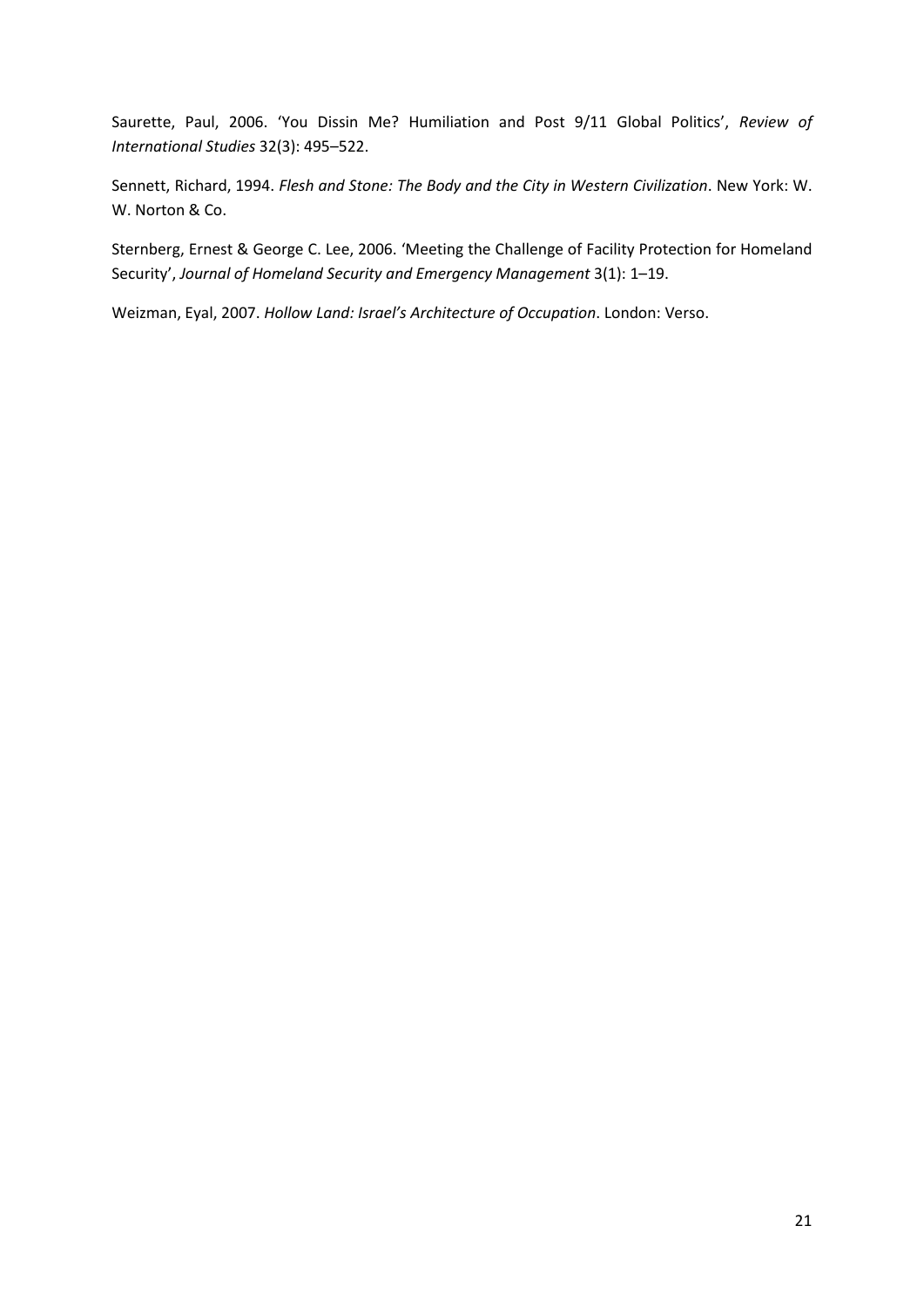Saurette, Paul, 2006. 'You Dissin Me? Humiliation and Post 9/11 Global Politics', *Review of International Studies* 32(3): 495–522.

Sennett, Richard, 1994. *Flesh and Stone: The Body and the City in Western Civilization*. New York: W. W. Norton & Co.

Sternberg, Ernest & George C. Lee, 2006. 'Meeting the Challenge of Facility Protection for Homeland Security', *Journal of Homeland Security and Emergency Management* 3(1): 1–19.

Weizman, Eyal, 2007. *Hollow Land: Israel's Architecture of Occupation*. London: Verso.